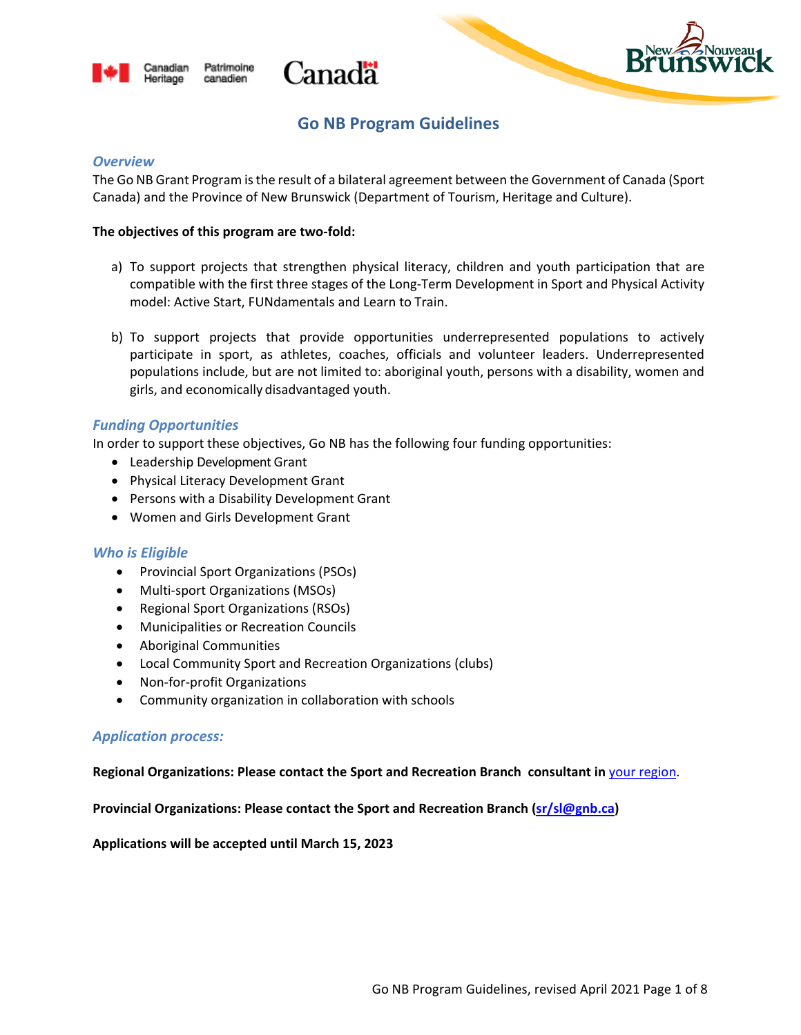# Go NB Program Guidelines

### *Overview*

The Go NB Grant Program is the result of a bilateral agreement between the Government of Canada (Sport Canada) and the Province of New Brunswick (Department of Tourism, Heritage and Culture).

**The objectives of this program are two-fold:**

a) To support projects that strengthen physical literacy, children and youth participation that are compatible with the first three stages of the Long-Term Development in Sport and Physical Activity model: Active Start, FUNdamentals and Learn to Train.

b) To support projects that provide opportunities underrepresented populations to actively participate in sport, as athletes, coaches, officials and volunteer leaders. Underrepresented populations include, but are not limited to: aboriginal youth, persons with a disability, women and girls, and economically disadvantaged youth.

### *Funding Opportunities*

In order to support these objectives, Go NB has the following four funding opportunities:

- Leadership Development Grant
- Physical Literacy Development Grant
- Persons with a Disability Development Grant
- Women and Girls Development Grant

### *Who is Eligible*

- Provincial Sport Organizations (PSOs)
- Multi-sport Organizations (MSOs)
- Regional Sport Organizations (RSOs)
- Municipalities or Recreation Councils
- Aboriginal Communities
- Local Community Sport and Recreation Organizations (clubs)
- Non-for-profit Organizations
- Community organization in collaboration with schools

### *Application process:*

**Regional Organizations: Please contact the Sport and Recreation Branch consultant in** your region.

**Provincial Organizations: Please contact the Sport and Recreation Branch (sr/sl@gnb.ca)**

**Applications will be accepted until March 15, 2023**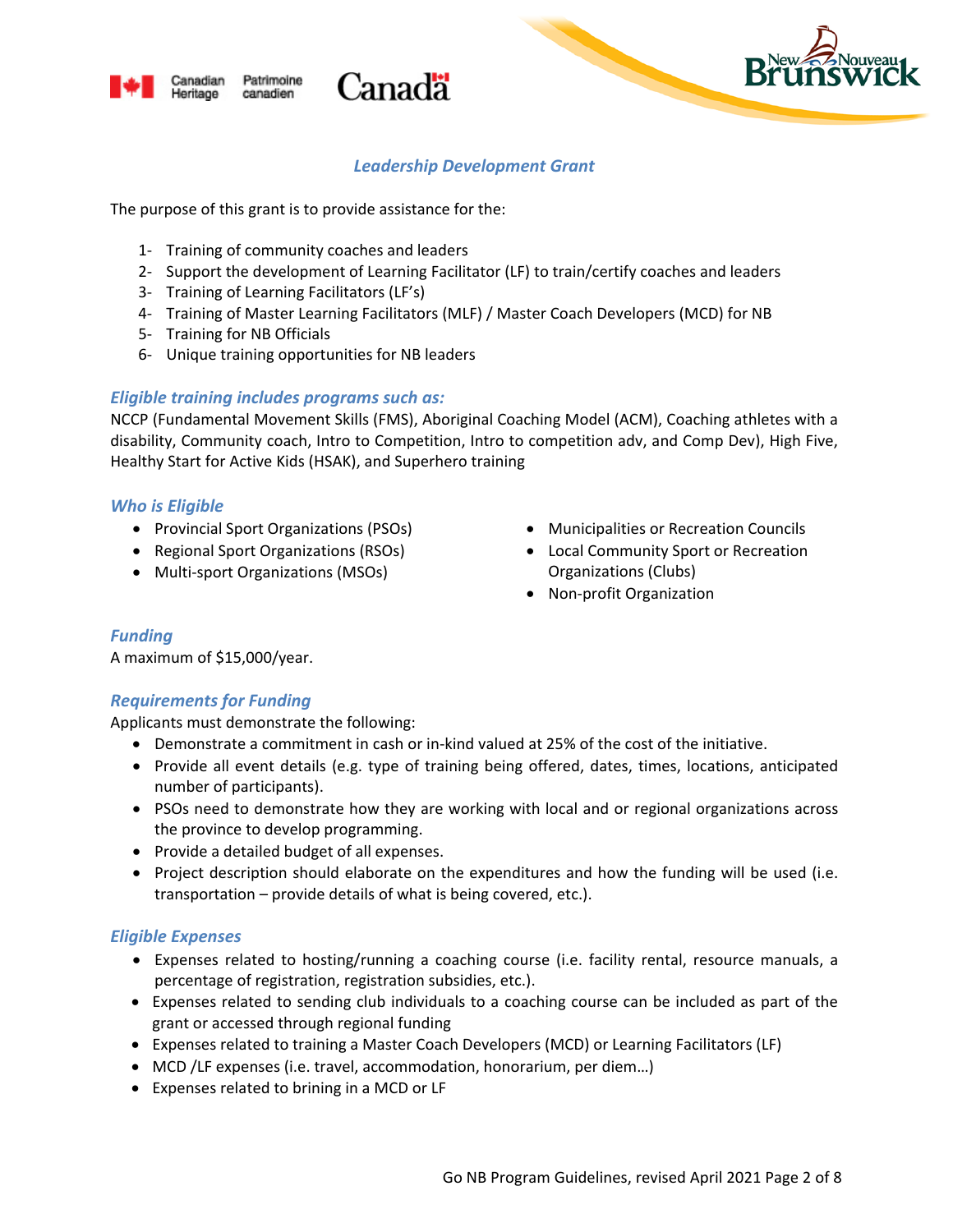## *Leadership Development Grant*

The purpose of this grant is to provide assistance for the:

1- Training of community coaches and leaders
2- Support the development of Learning Facilitator (LF) to train/certify coaches and leaders
3- Training of Learning Facilitators (LF's)
4- Training of Master Learning Facilitators (MLF) / Master Coach Developers (MCD) for NB
5- Training for NB Officials
6- Unique training opportunities for NB leaders

### *Eligible training includes programs such as:*

NCCP (Fundamental Movement Skills (FMS), Aboriginal Coaching Model (ACM), Coaching athletes with a disability, Community coach, Intro to Competition, Intro to competition adv, and Comp Dev), High Five, Healthy Start for Active Kids (HSAK), and Superhero training

### *Who is Eligible*

- Provincial Sport Organizations (PSOs)
- Regional Sport Organizations (RSOs)
- Multi-sport Organizations (MSOs)
- Municipalities or Recreation Councils
- Local Community Sport or Recreation Organizations (Clubs)
- Non-profit Organization

### *Funding*

A maximum of $15,000/year.

### *Requirements for Funding*

Applicants must demonstrate the following:

- Demonstrate a commitment in cash or in-kind valued at 25% of the cost of the initiative.
- Provide all event details (e.g. type of training being offered, dates, times, locations, anticipated number of participants).
- PSOs need to demonstrate how they are working with local and or regional organizations across the province to develop programming.
- Provide a detailed budget of all expenses.
- Project description should elaborate on the expenditures and how the funding will be used (i.e. transportation – provide details of what is being covered, etc.).

### *Eligible Expenses*

- Expenses related to hosting/running a coaching course (i.e. facility rental, resource manuals, a percentage of registration, registration subsidies, etc.).
- Expenses related to sending club individuals to a coaching course can be included as part of the grant or accessed through regional funding
- Expenses related to training a Master Coach Developers (MCD) or Learning Facilitators (LF)
- MCD /LF expenses (i.e. travel, accommodation, honorarium, per diem…)
- Expenses related to brining in a MCD or LF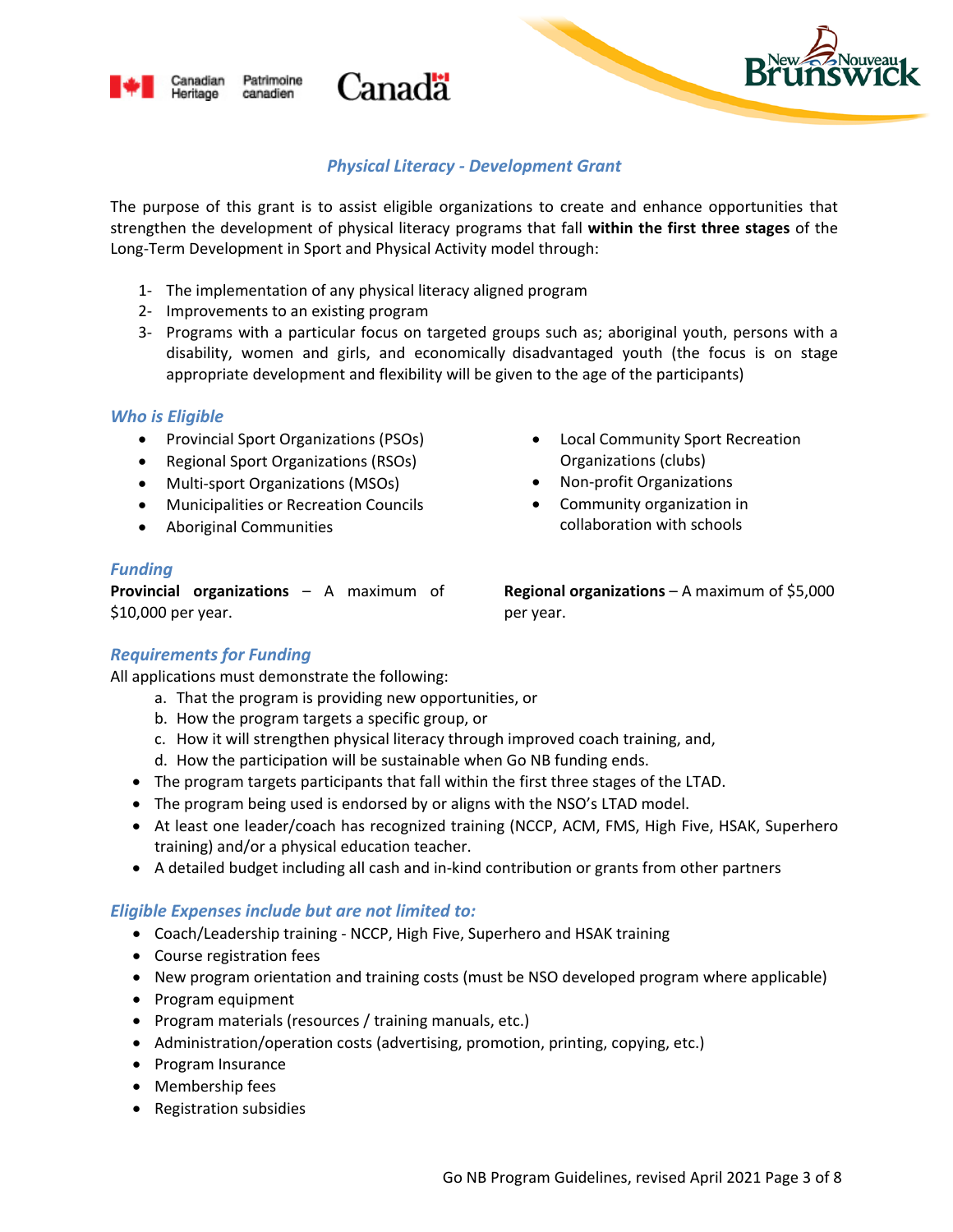## *Physical Literacy - Development Grant*

The purpose of this grant is to assist eligible organizations to create and enhance opportunities that strengthen the development of physical literacy programs that fall **within the first three stages** of the Long-Term Development in Sport and Physical Activity model through:

1- The implementation of any physical literacy aligned program
2- Improvements to an existing program
3- Programs with a particular focus on targeted groups such as; aboriginal youth, persons with a disability, women and girls, and economically disadvantaged youth (the focus is on stage appropriate development and flexibility will be given to the age of the participants)

### *Who is Eligible*

- Provincial Sport Organizations (PSOs)
- Regional Sport Organizations (RSOs)
- Multi-sport Organizations (MSOs)
- Municipalities or Recreation Councils
- Aboriginal Communities
- Local Community Sport Recreation Organizations (clubs)
- Non-profit Organizations
- Community organization in collaboration with schools

### *Funding*

**Provincial organizations** – A maximum of $10,000 per year.

**Regional organizations** – A maximum of $5,000 per year.

### *Requirements for Funding*

All applications must demonstrate the following:

a. That the program is providing new opportunities, or
b. How the program targets a specific group, or
c. How it will strengthen physical literacy through improved coach training, and,
d. How the participation will be sustainable when Go NB funding ends.

- The program targets participants that fall within the first three stages of the LTAD.
- The program being used is endorsed by or aligns with the NSO's LTAD model.
- At least one leader/coach has recognized training (NCCP, ACM, FMS, High Five, HSAK, Superhero training) and/or a physical education teacher.
- A detailed budget including all cash and in-kind contribution or grants from other partners

### *Eligible Expenses include but are not limited to:*

- Coach/Leadership training - NCCP, High Five, Superhero and HSAK training
- Course registration fees
- New program orientation and training costs (must be NSO developed program where applicable)
- Program equipment
- Program materials (resources / training manuals, etc.)
- Administration/operation costs (advertising, promotion, printing, copying, etc.)
- Program Insurance
- Membership fees
- Registration subsidies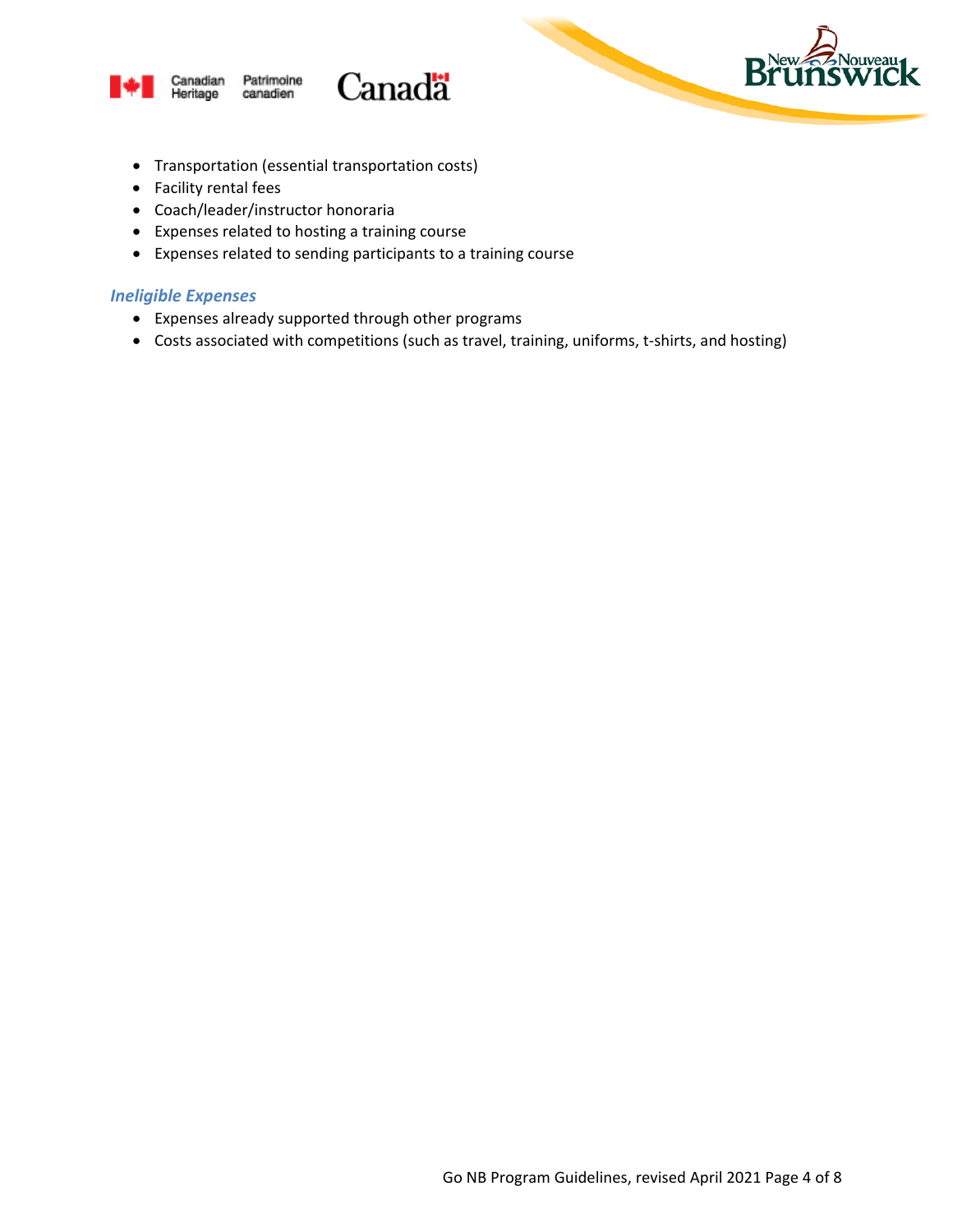- Transportation (essential transportation costs)
- Facility rental fees
- Coach/leader/instructor honoraria
- Expenses related to hosting a training course
- Expenses related to sending participants to a training course

### *Ineligible Expenses*

- Expenses already supported through other programs
- Costs associated with competitions (such as travel, training, uniforms, t-shirts, and hosting)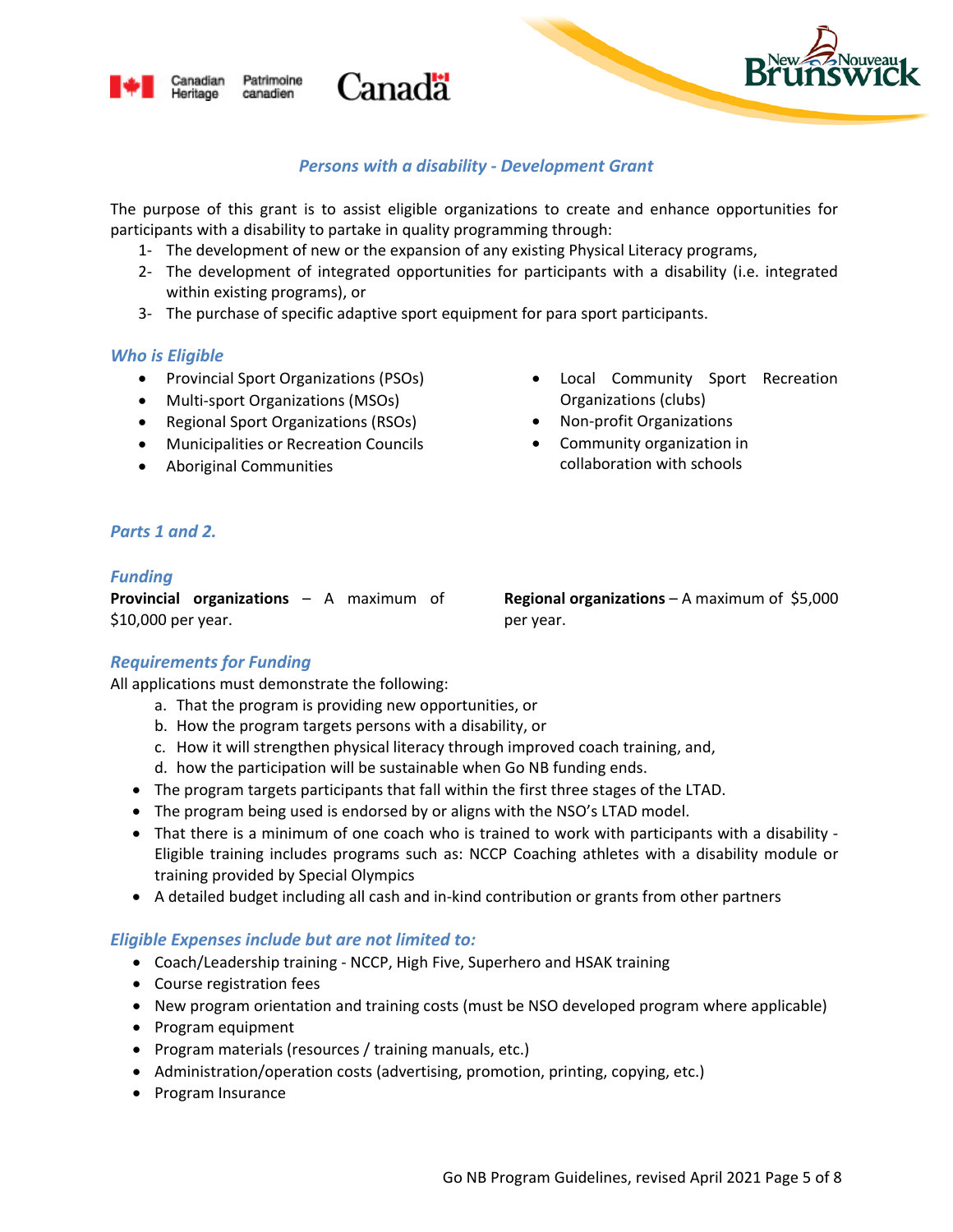## *Persons with a disability - Development Grant*

The purpose of this grant is to assist eligible organizations to create and enhance opportunities for participants with a disability to partake in quality programming through:

1- The development of new or the expansion of any existing Physical Literacy programs,
2- The development of integrated opportunities for participants with a disability (i.e. integrated within existing programs), or
3- The purchase of specific adaptive sport equipment for para sport participants.

### *Who is Eligible*

- Provincial Sport Organizations (PSOs)
- Multi-sport Organizations (MSOs)
- Regional Sport Organizations (RSOs)
- Municipalities or Recreation Councils
- Aboriginal Communities
- Local Community Sport Recreation Organizations (clubs)
- Non-profit Organizations
- Community organization in collaboration with schools

### *Parts 1 and 2.*

### *Funding*

**Provincial organizations** – A maximum of $10,000 per year.

**Regional organizations** – A maximum of $5,000 per year.

### *Requirements for Funding*

All applications must demonstrate the following:

a. That the program is providing new opportunities, or
b. How the program targets persons with a disability, or
c. How it will strengthen physical literacy through improved coach training, and,
d. how the participation will be sustainable when Go NB funding ends.

- The program targets participants that fall within the first three stages of the LTAD.
- The program being used is endorsed by or aligns with the NSO's LTAD model.
- That there is a minimum of one coach who is trained to work with participants with a disability - Eligible training includes programs such as: NCCP Coaching athletes with a disability module or training provided by Special Olympics
- A detailed budget including all cash and in-kind contribution or grants from other partners

### *Eligible Expenses include but are not limited to:*

- Coach/Leadership training - NCCP, High Five, Superhero and HSAK training
- Course registration fees
- New program orientation and training costs (must be NSO developed program where applicable)
- Program equipment
- Program materials (resources / training manuals, etc.)
- Administration/operation costs (advertising, promotion, printing, copying, etc.)
- Program Insurance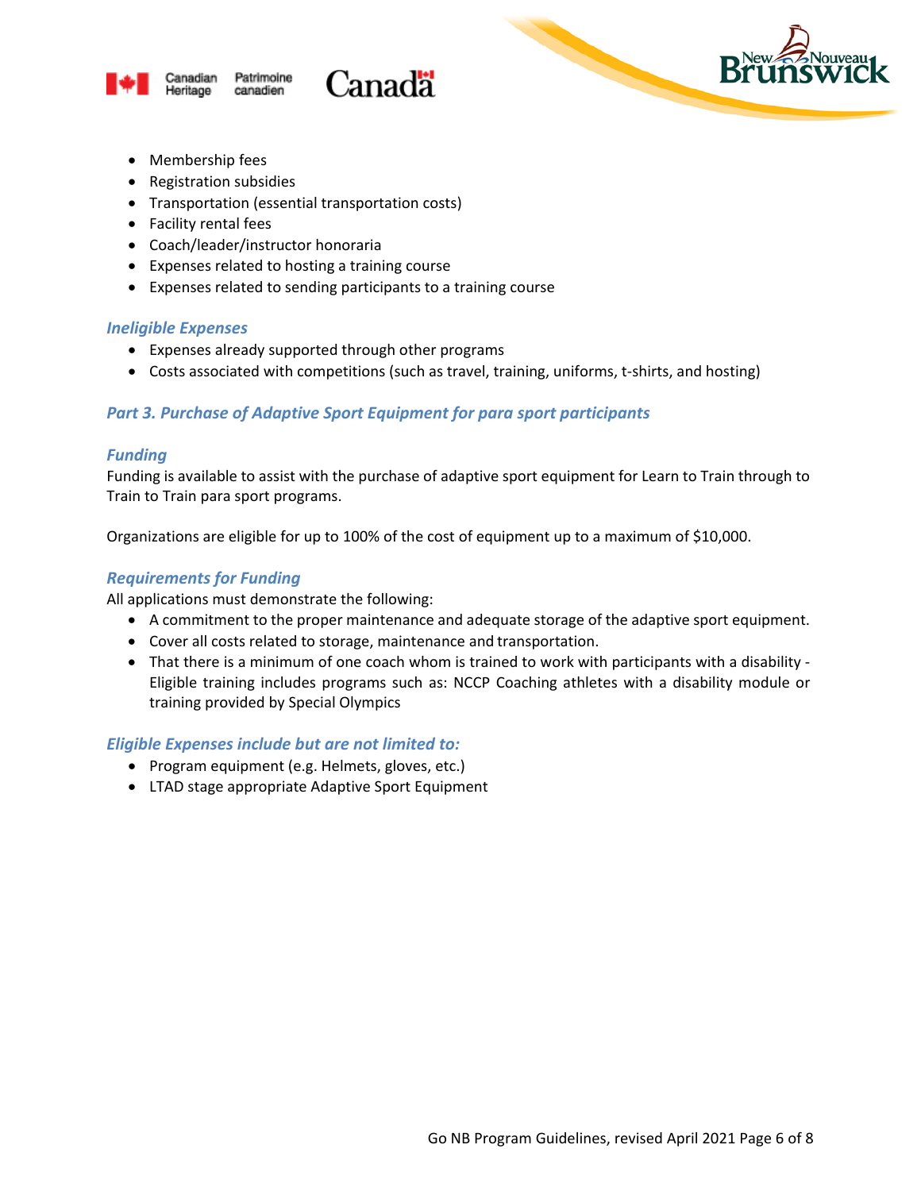- Membership fees
- Registration subsidies
- Transportation (essential transportation costs)
- Facility rental fees
- Coach/leader/instructor honoraria
- Expenses related to hosting a training course
- Expenses related to sending participants to a training course

### *Ineligible Expenses*

- Expenses already supported through other programs
- Costs associated with competitions (such as travel, training, uniforms, t-shirts, and hosting)

## *Part 3. Purchase of Adaptive Sport Equipment for para sport participants*

### *Funding*

Funding is available to assist with the purchase of adaptive sport equipment for Learn to Train through to Train to Train para sport programs.

Organizations are eligible for up to 100% of the cost of equipment up to a maximum of $10,000.

### *Requirements for Funding*

All applications must demonstrate the following:

- A commitment to the proper maintenance and adequate storage of the adaptive sport equipment.
- Cover all costs related to storage, maintenance and transportation.
- That there is a minimum of one coach whom is trained to work with participants with a disability - Eligible training includes programs such as: NCCP Coaching athletes with a disability module or training provided by Special Olympics

### *Eligible Expenses include but are not limited to:*

- Program equipment (e.g. Helmets, gloves, etc.)
- LTAD stage appropriate Adaptive Sport Equipment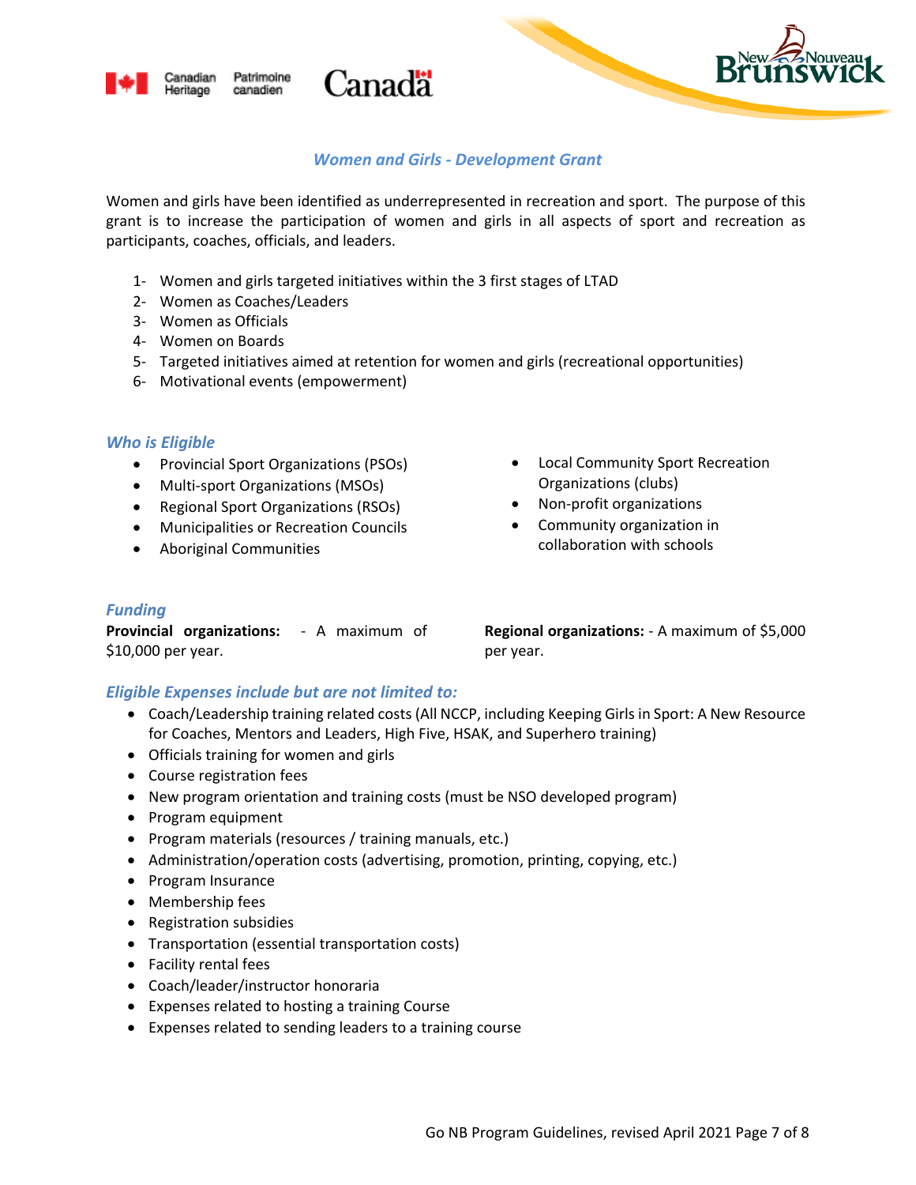## *Women and Girls - Development Grant*

Women and girls have been identified as underrepresented in recreation and sport. The purpose of this grant is to increase the participation of women and girls in all aspects of sport and recreation as participants, coaches, officials, and leaders.

1- Women and girls targeted initiatives within the 3 first stages of LTAD
2- Women as Coaches/Leaders
3- Women as Officials
4- Women on Boards
5- Targeted initiatives aimed at retention for women and girls (recreational opportunities)
6- Motivational events (empowerment)

### *Who is Eligible*

- Provincial Sport Organizations (PSOs)
- Multi-sport Organizations (MSOs)
- Regional Sport Organizations (RSOs)
- Municipalities or Recreation Councils
- Aboriginal Communities
- Local Community Sport Recreation Organizations (clubs)
- Non-profit organizations
- Community organization in collaboration with schools

### *Funding*

**Provincial organizations:** - A maximum of $10,000 per year.

**Regional organizations:** - A maximum of $5,000 per year.

### *Eligible Expenses include but are not limited to:*

- Coach/Leadership training related costs (All NCCP, including Keeping Girls in Sport: A New Resource for Coaches, Mentors and Leaders, High Five, HSAK, and Superhero training)
- Officials training for women and girls
- Course registration fees
- New program orientation and training costs (must be NSO developed program)
- Program equipment
- Program materials (resources / training manuals, etc.)
- Administration/operation costs (advertising, promotion, printing, copying, etc.)
- Program Insurance
- Membership fees
- Registration subsidies
- Transportation (essential transportation costs)
- Facility rental fees
- Coach/leader/instructor honoraria
- Expenses related to hosting a training Course
- Expenses related to sending leaders to a training course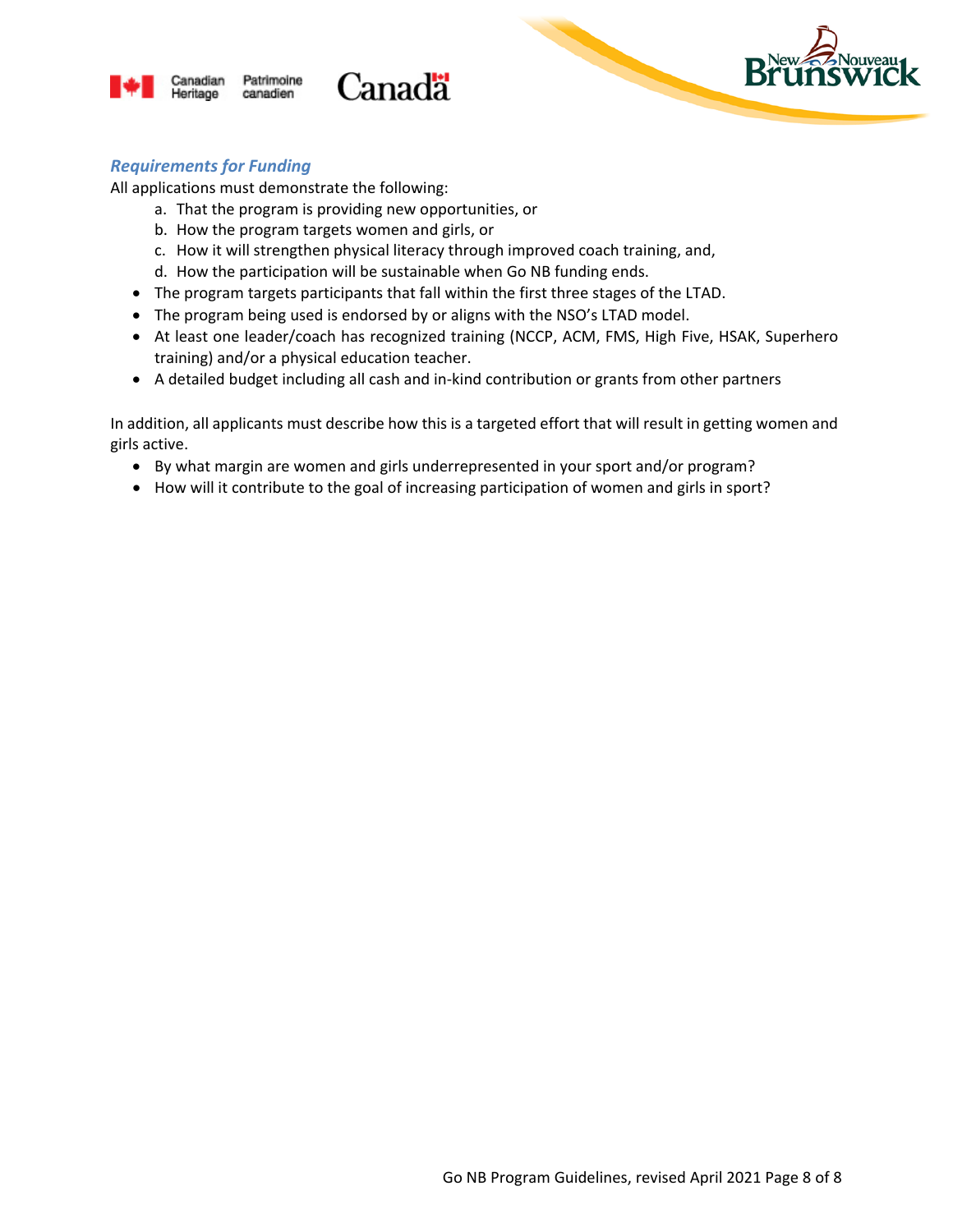### *Requirements for Funding*

All applications must demonstrate the following:

a. That the program is providing new opportunities, or
b. How the program targets women and girls, or
c. How it will strengthen physical literacy through improved coach training, and,
d. How the participation will be sustainable when Go NB funding ends.

- The program targets participants that fall within the first three stages of the LTAD.
- The program being used is endorsed by or aligns with the NSO's LTAD model.
- At least one leader/coach has recognized training (NCCP, ACM, FMS, High Five, HSAK, Superhero training) and/or a physical education teacher.
- A detailed budget including all cash and in-kind contribution or grants from other partners

In addition, all applicants must describe how this is a targeted effort that will result in getting women and girls active.

- By what margin are women and girls underrepresented in your sport and/or program?
- How will it contribute to the goal of increasing participation of women and girls in sport?